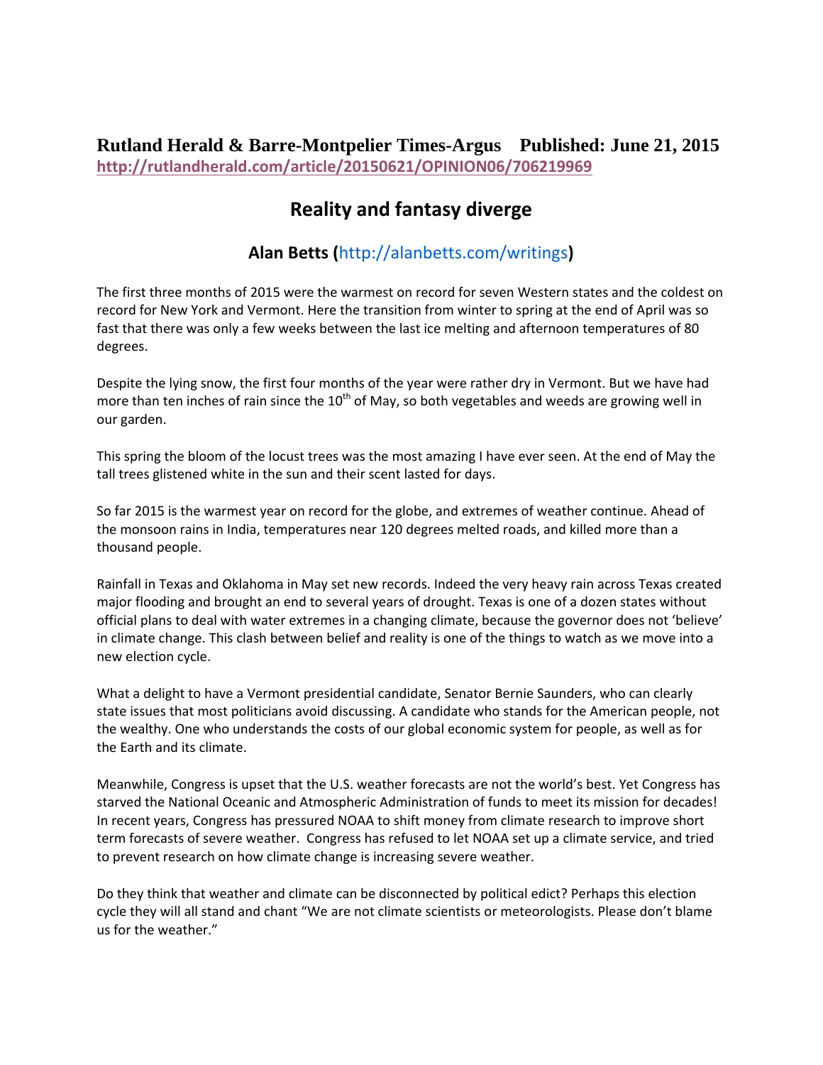**Rutland Herald & Barre-Montpelier Times-Argus Published: June 21, 2015**
[http://rutlandherald.com/article/20150621/OPINION06/706219969](http://rutlandherald.com/article/20150621/OPINION06/706219969)

# Reality and fantasy diverge

## Alan Betts (http://alanbetts.com/writings)

The first three months of 2015 were the warmest on record for seven Western states and the coldest on record for New York and Vermont. Here the transition from winter to spring at the end of April was so fast that there was only a few weeks between the last ice melting and afternoon temperatures of 80 degrees.

Despite the lying snow, the first four months of the year were rather dry in Vermont. But we have had more than ten inches of rain since the 10th of May, so both vegetables and weeds are growing well in our garden.

This spring the bloom of the locust trees was the most amazing I have ever seen. At the end of May the tall trees glistened white in the sun and their scent lasted for days.

So far 2015 is the warmest year on record for the globe, and extremes of weather continue. Ahead of the monsoon rains in India, temperatures near 120 degrees melted roads, and killed more than a thousand people.

Rainfall in Texas and Oklahoma in May set new records. Indeed the very heavy rain across Texas created major flooding and brought an end to several years of drought. Texas is one of a dozen states without official plans to deal with water extremes in a changing climate, because the governor does not 'believe' in climate change. This clash between belief and reality is one of the things to watch as we move into a new election cycle.

What a delight to have a Vermont presidential candidate, Senator Bernie Saunders, who can clearly state issues that most politicians avoid discussing. A candidate who stands for the American people, not the wealthy. One who understands the costs of our global economic system for people, as well as for the Earth and its climate.

Meanwhile, Congress is upset that the U.S. weather forecasts are not the world's best. Yet Congress has starved the National Oceanic and Atmospheric Administration of funds to meet its mission for decades! In recent years, Congress has pressured NOAA to shift money from climate research to improve short term forecasts of severe weather. Congress has refused to let NOAA set up a climate service, and tried to prevent research on how climate change is increasing severe weather.

Do they think that weather and climate can be disconnected by political edict? Perhaps this election cycle they will all stand and chant "We are not climate scientists or meteorologists. Please don't blame us for the weather."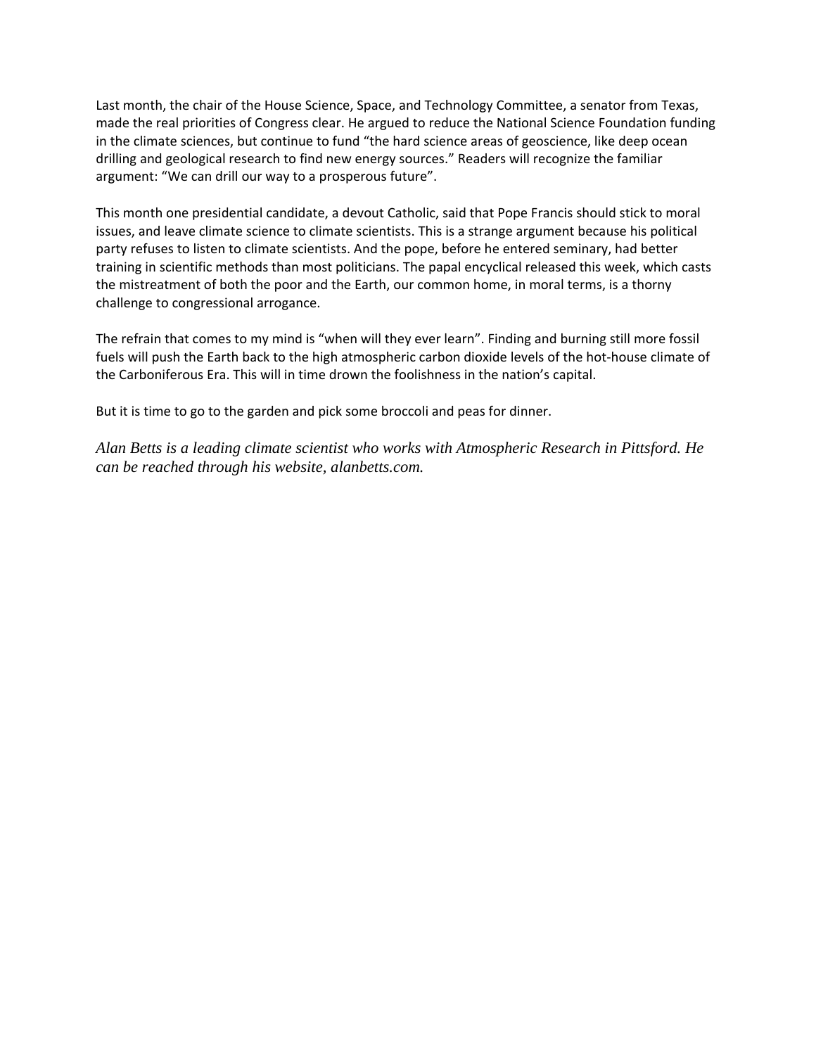Last month, the chair of the House Science, Space, and Technology Committee, a senator from Texas, made the real priorities of Congress clear. He argued to reduce the National Science Foundation funding in the climate sciences, but continue to fund "the hard science areas of geoscience, like deep ocean drilling and geological research to find new energy sources." Readers will recognize the familiar argument: "We can drill our way to a prosperous future".

This month one presidential candidate, a devout Catholic, said that Pope Francis should stick to moral issues, and leave climate science to climate scientists. This is a strange argument because his political party refuses to listen to climate scientists. And the pope, before he entered seminary, had better training in scientific methods than most politicians. The papal encyclical released this week, which casts the mistreatment of both the poor and the Earth, our common home, in moral terms, is a thorny challenge to congressional arrogance.

The refrain that comes to my mind is "when will they ever learn". Finding and burning still more fossil fuels will push the Earth back to the high atmospheric carbon dioxide levels of the hot-house climate of the Carboniferous Era. This will in time drown the foolishness in the nation's capital.

But it is time to go to the garden and pick some broccoli and peas for dinner.

*Alan Betts is a leading climate scientist who works with Atmospheric Research in Pittsford. He can be reached through his website, alanbetts.com.*